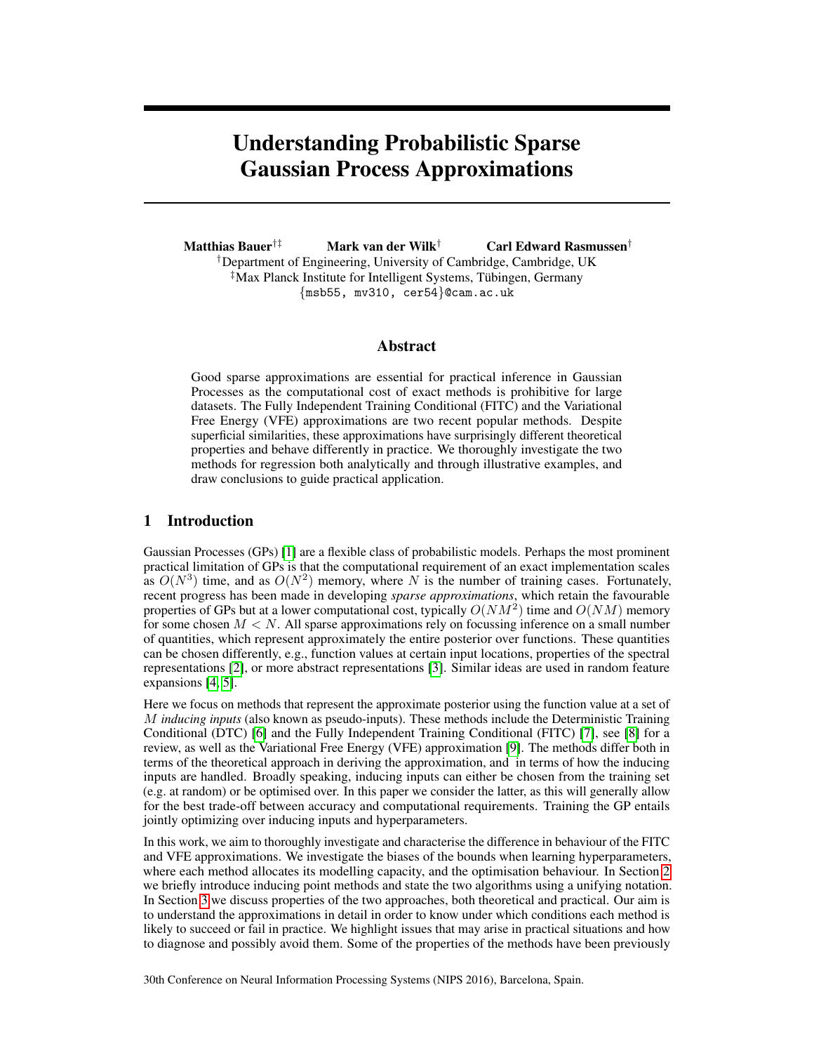# Understanding Probabilistic Sparse Gaussian Process Approximations

**Matthias Bauer**[†‡] **Mark van der Wilk**[†] **Carl Edward Rasmussen**[†]

[†]Department of Engineering, University of Cambridge, Cambridge, UK
[‡]Max Planck Institute for Intelligent Systems, Tübingen, Germany
{msb55, mv310, cer54}@cam.ac.uk

## Abstract

Good sparse approximations are essential for practical inference in Gaussian Processes as the computational cost of exact methods is prohibitive for large datasets. The Fully Independent Training Conditional (FITC) and the Variational Free Energy (VFE) approximations are two recent popular methods. Despite superficial similarities, these approximations have surprisingly different theoretical properties and behave differently in practice. We thoroughly investigate the two methods for regression both analytically and through illustrative examples, and draw conclusions to guide practical application.

## 1 Introduction

Gaussian Processes (GPs) [1] are a flexible class of probabilistic models. Perhaps the most prominent practical limitation of GPs is that the computational requirement of an exact implementation scales as $O(N^3)$ time, and as $O(N^2)$ memory, where $N$ is the number of training cases. Fortunately, recent progress has been made in developing *sparse approximations*, which retain the favourable properties of GPs but at a lower computational cost, typically $O(NM^2)$ time and $O(NM)$ memory for some chosen $M < N$. All sparse approximations rely on focussing inference on a small number of quantities, which represent approximately the entire posterior over functions. These quantities can be chosen differently, e.g., function values at certain input locations, properties of the spectral representations [2], or more abstract representations [3]. Similar ideas are used in random feature expansions [4, 5].

Here we focus on methods that represent the approximate posterior using the function value at a set of $M$ *inducing inputs* (also known as pseudo-inputs). These methods include the Deterministic Training Conditional (DTC) [6] and the Fully Independent Training Conditional (FITC) [7], see [8] for a review, as well as the Variational Free Energy (VFE) approximation [9]. The methods differ both in terms of the theoretical approach in deriving the approximation, and in terms of how the inducing inputs are handled. Broadly speaking, inducing inputs can either be chosen from the training set (e.g. at random) or be optimised over. In this paper we consider the latter, as this will generally allow for the best trade-off between accuracy and computational requirements. Training the GP entails jointly optimizing over inducing inputs and hyperparameters.

In this work, we aim to thoroughly investigate and characterise the difference in behaviour of the FITC and VFE approximations. We investigate the biases of the bounds when learning hyperparameters, where each method allocates its modelling capacity, and the optimisation behaviour. In Section 2 we briefly introduce inducing point methods and state the two algorithms using a unifying notation. In Section 3 we discuss properties of the two approaches, both theoretical and practical. Our aim is to understand the approximations in detail in order to know under which conditions each method is likely to succeed or fail in practice. We highlight issues that may arise in practical situations and how to diagnose and possibly avoid them. Some of the properties of the methods have been previously

30th Conference on Neural Information Processing Systems (NIPS 2016), Barcelona, Spain.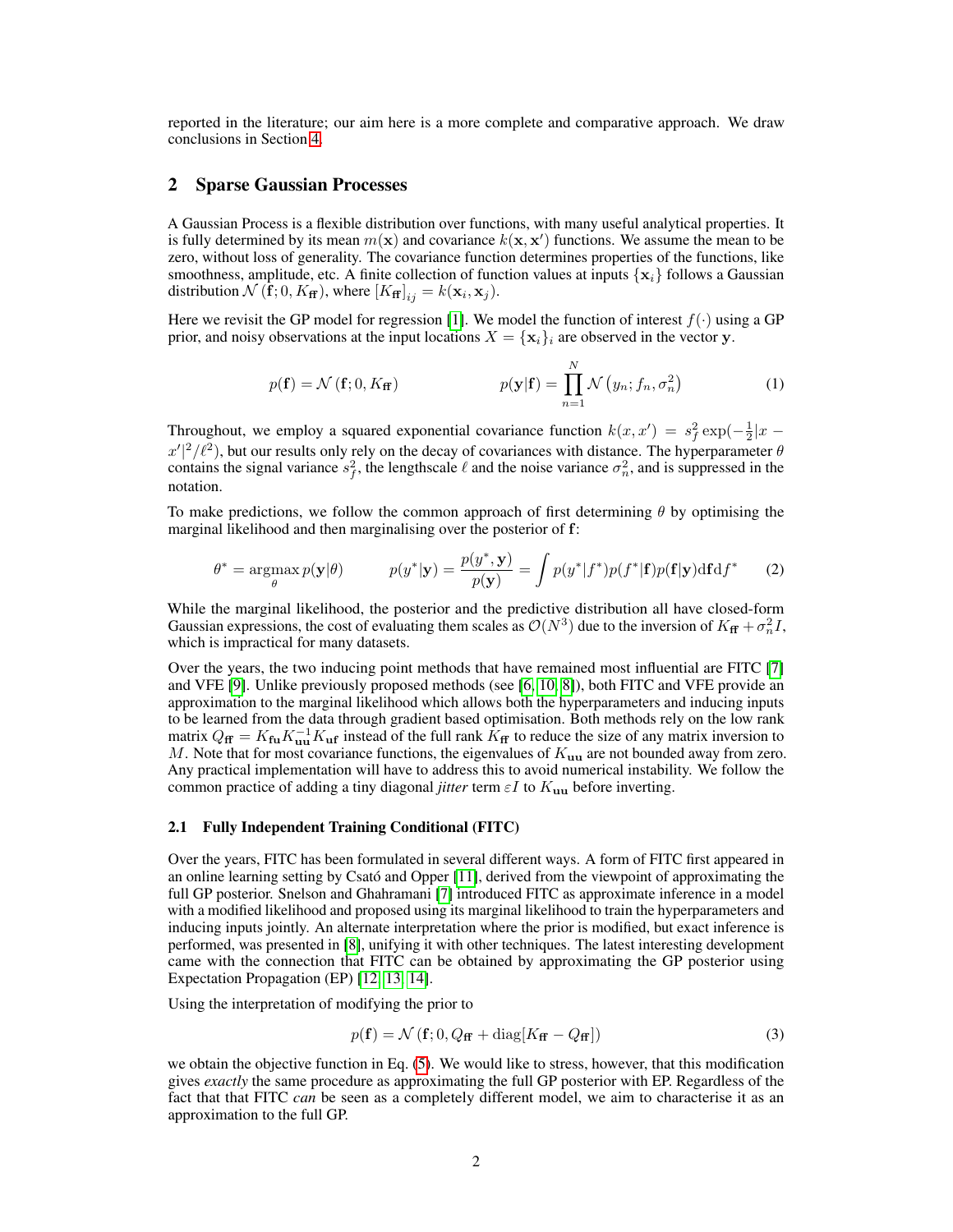reported in the literature; our aim here is a more complete and comparative approach. We draw conclusions in Section 4.

## 2 Sparse Gaussian Processes

A Gaussian Process is a flexible distribution over functions, with many useful analytical properties. It is fully determined by its mean $m(\mathbf{x})$ and covariance $k(\mathbf{x}, \mathbf{x}')$ functions. We assume the mean to be zero, without loss of generality. The covariance function determines properties of the functions, like smoothness, amplitude, etc. A finite collection of function values at inputs $\{\mathbf{x}_i\}$ follows a Gaussian distribution $\mathcal{N}(\mathbf{f}; 0, K_{\mathbf{ff}})$, where $[K_{\mathbf{ff}}]_{ij} = k(\mathbf{x}_i, \mathbf{x}_j)$.

Here we revisit the GP model for regression [1]. We model the function of interest $f(\cdot)$ using a GP prior, and noisy observations at the input locations $X = \{\mathbf{x}_i\}_i$ are observed in the vector $\mathbf{y}$.

$$p(\mathbf{f}) = \mathcal{N}(\mathbf{f}; 0, K_{\mathbf{ff}}) \qquad\qquad p(\mathbf{y}|\mathbf{f}) = \prod_{n=1}^{N} \mathcal{N}\left(y_n; f_n, \sigma_n^2\right) \tag{1}$$

Throughout, we employ a squared exponential covariance function $k(x, x') = s_f^2 \exp(-\frac{1}{2}|x - x'|^2/\ell^2)$, but our results only rely on the decay of covariances with distance. The hyperparameter $\theta$ contains the signal variance $s_f^2$, the lengthscale $\ell$ and the noise variance $\sigma_n^2$, and is suppressed in the notation.

To make predictions, we follow the common approach of first determining $\theta$ by optimising the marginal likelihood and then marginalising over the posterior of $\mathbf{f}$:

$$\theta^* = \underset{\theta}{\operatorname{argmax}}\, p(\mathbf{y}|\theta) \qquad\qquad p(y^*|\mathbf{y}) = \frac{p(y^*, \mathbf{y})}{p(\mathbf{y})} = \int p(y^*|f^*)p(f^*|\mathbf{f})p(\mathbf{f}|\mathbf{y})\mathrm{d}\mathbf{f}\mathrm{d}f^* \tag{2}$$

While the marginal likelihood, the posterior and the predictive distribution all have closed-form Gaussian expressions, the cost of evaluating them scales as $\mathcal{O}(N^3)$ due to the inversion of $K_{\mathbf{ff}} + \sigma_n^2 I$, which is impractical for many datasets.

Over the years, the two inducing point methods that have remained most influential are FITC [7] and VFE [9]. Unlike previously proposed methods (see [6, 10, 8]), both FITC and VFE provide an approximation to the marginal likelihood which allows both the hyperparameters and inducing inputs to be learned from the data through gradient based optimisation. Both methods rely on the low rank matrix $Q_{\mathbf{ff}} = K_{\mathbf{fu}}K_{\mathbf{uu}}^{-1}K_{\mathbf{uf}}$ instead of the full rank $K_{\mathbf{ff}}$ to reduce the size of any matrix inversion to $M$. Note that for most covariance functions, the eigenvalues of $K_{\mathbf{uu}}$ are not bounded away from zero. Any practical implementation will have to address this to avoid numerical instability. We follow the common practice of adding a tiny diagonal *jitter* term $\varepsilon I$ to $K_{\mathbf{uu}}$ before inverting.

### 2.1 Fully Independent Training Conditional (FITC)

Over the years, FITC has been formulated in several different ways. A form of FITC first appeared in an online learning setting by Csató and Opper [11], derived from the viewpoint of approximating the full GP posterior. Snelson and Ghahramani [7] introduced FITC as approximate inference in a model with a modified likelihood and proposed using its marginal likelihood to train the hyperparameters and inducing inputs jointly. An alternate interpretation where the prior is modified, but exact inference is performed, was presented in [8], unifying it with other techniques. The latest interesting development came with the connection that FITC can be obtained by approximating the GP posterior using Expectation Propagation (EP) [12, 13, 14].

Using the interpretation of modifying the prior to

$$p(\mathbf{f}) = \mathcal{N}(\mathbf{f}; 0, Q_{\mathbf{ff}} + \operatorname{diag}[K_{\mathbf{ff}} - Q_{\mathbf{ff}}]) \tag{3}$$

we obtain the objective function in Eq. (5). We would like to stress, however, that this modification gives *exactly* the same procedure as approximating the full GP posterior with EP. Regardless of the fact that that FITC *can* be seen as a completely different model, we aim to characterise it as an approximation to the full GP.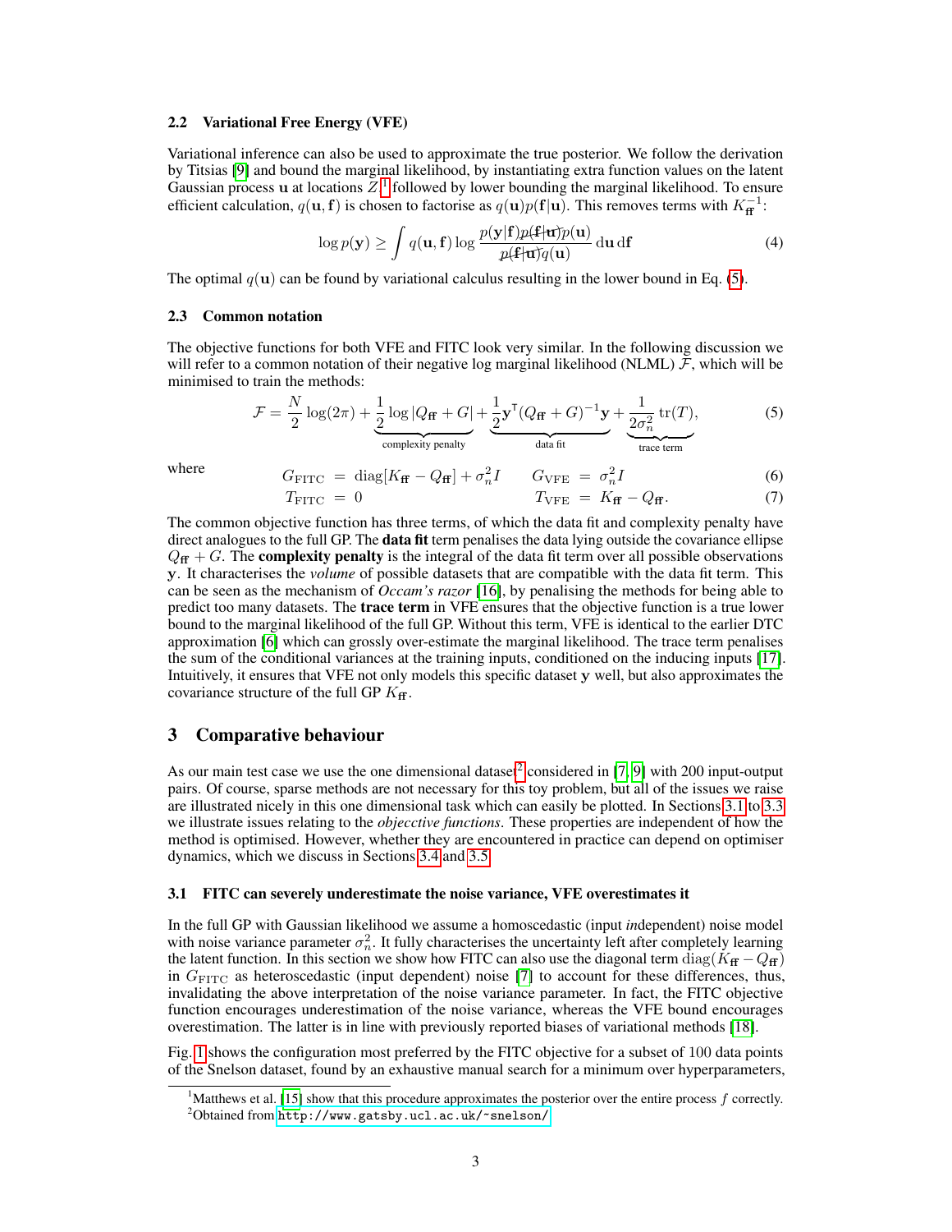### 2.2 Variational Free Energy (VFE)

Variational inference can also be used to approximate the true posterior. We follow the derivation by Titsias [9] and bound the marginal likelihood, by instantiating extra function values on the latent Gaussian process $\mathbf{u}$ at locations $Z$,[1] followed by lower bounding the marginal likelihood. To ensure efficient calculation, $q(\mathbf{u}, \mathbf{f})$ is chosen to factorise as $q(\mathbf{u})p(\mathbf{f}|\mathbf{u})$. This removes terms with $K_{\mathbf{ff}}^{-1}$:

$$\log p(\mathbf{y}) \geq \int q(\mathbf{u}, \mathbf{f}) \log \frac{p(\mathbf{y}|\mathbf{f}) \cancel{p(\mathbf{f}|\mathbf{u})} p(\mathbf{u})}{\cancel{p(\mathbf{f}|\mathbf{u})} q(\mathbf{u})} \, \mathrm{d}\mathbf{u} \, \mathrm{d}\mathbf{f} \tag{4}$$

The optimal $q(\mathbf{u})$ can be found by variational calculus resulting in the lower bound in Eq. (5).

### 2.3 Common notation

The objective functions for both VFE and FITC look very similar. In the following discussion we will refer to a common notation of their negative log marginal likelihood (NLML) $\mathcal{F}$, which will be minimised to train the methods:

$$\mathcal{F} = \frac{N}{2} \log(2\pi) + \underbrace{\frac{1}{2} \log |Q_{\mathbf{ff}} + G|}_{\text{complexity penalty}} + \underbrace{\frac{1}{2} \mathbf{y}^\intercal (Q_{\mathbf{ff}} + G)^{-1} \mathbf{y}}_{\text{data fit}} + \underbrace{\frac{1}{2\sigma_n^2} \operatorname{tr}(T)}_{\text{trace term}}, \tag{5}$$

where

$$G_{\text{FITC}} = \operatorname{diag}[K_{\mathbf{ff}} - Q_{\mathbf{ff}}] + \sigma_n^2 I \qquad G_{\text{VFE}} = \sigma_n^2 I \tag{6}$$

$$T_{\text{FITC}} = 0 \qquad T_{\text{VFE}} = K_{\mathbf{ff}} - Q_{\mathbf{ff}}. \tag{7}$$

The common objective function has three terms, of which the data fit and complexity penalty have direct analogues to the full GP. The **data fit** term penalises the data lying outside the covariance ellipse $Q_{\mathbf{ff}} + G$. The **complexity penalty** is the integral of the data fit term over all possible observations $\mathbf{y}$. It characterises the *volume* of possible datasets that are compatible with the data fit term. This can be seen as the mechanism of *Occam's razor* [16], by penalising the methods for being able to predict too many datasets. The **trace term** in VFE ensures that the objective function is a true lower bound to the marginal likelihood of the full GP. Without this term, VFE is identical to the earlier DTC approximation [6] which can grossly over-estimate the marginal likelihood. The trace term penalises the sum of the conditional variances at the training inputs, conditioned on the inducing inputs [17]. Intuitively, it ensures that VFE not only models this specific dataset $\mathbf{y}$ well, but also approximates the covariance structure of the full GP $K_{\mathbf{ff}}$.

## 3 Comparative behaviour

As our main test case we use the one dimensional dataset[2] considered in [7, 9] with 200 input-output pairs. Of course, sparse methods are not necessary for this toy problem, but all of the issues we raise are illustrated nicely in this one dimensional task which can easily be plotted. In Sections 3.1 to 3.3 we illustrate issues relating to the *objecctive functions*. These properties are independent of how the method is optimised. However, whether they are encountered in practice can depend on optimiser dynamics, which we discuss in Sections 3.4 and 3.5.

### 3.1 FITC can severely underestimate the noise variance, VFE overestimates it

In the full GP with Gaussian likelihood we assume a homoscedastic (input *in*dependent) noise model with noise variance parameter $\sigma_n^2$. It fully characterises the uncertainty left after completely learning the latent function. In this section we show how FITC can also use the diagonal term $\operatorname{diag}(K_{\mathbf{ff}} - Q_{\mathbf{ff}})$ in $G_{\text{FITC}}$ as heteroscedastic (input dependent) noise [7] to account for these differences, thus, invalidating the above interpretation of the noise variance parameter. In fact, the FITC objective function encourages underestimation of the noise variance, whereas the VFE bound encourages overestimation. The latter is in line with previously reported biases of variational methods [18].

Fig. 1 shows the configuration most preferred by the FITC objective for a subset of 100 data points of the Snelson dataset, found by an exhaustive manual search for a minimum over hyperparameters,

[1] Matthews et al. [15] show that this procedure approximates the posterior over the entire process $f$ correctly.

[2] Obtained from http://www.gatsby.ucl.ac.uk/~snelson/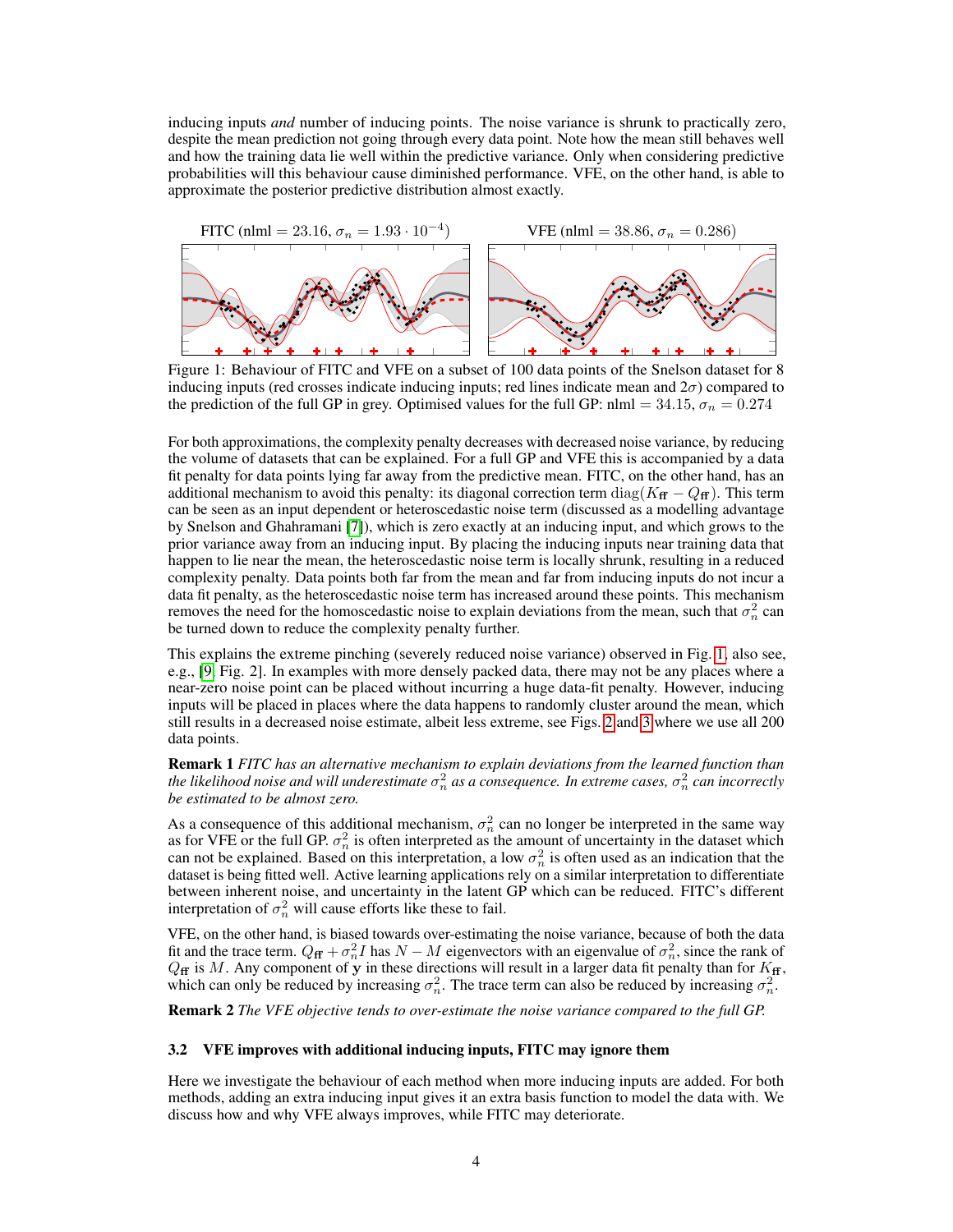inducing inputs *and* number of inducing points. The noise variance is shrunk to practically zero, despite the mean prediction not going through every data point. Note how the mean still behaves well and how the training data lie well within the predictive variance. Only when considering predictive probabilities will this behaviour cause diminished performance. VFE, on the other hand, is able to approximate the posterior predictive distribution almost exactly.

FITC (nlml $= 23.16$, $\sigma_n = 1.93 \cdot 10^{-4}$) VFE (nlml $= 38.86$, $\sigma_n = 0.286$)

Figure 1: Behaviour of FITC and VFE on a subset of 100 data points of the Snelson dataset for 8 inducing inputs (red crosses indicate inducing inputs; red lines indicate mean and $2\sigma$) compared to the prediction of the full GP in grey. Optimised values for the full GP: nlml $= 34.15$, $\sigma_n = 0.274$

For both approximations, the complexity penalty decreases with decreased noise variance, by reducing the volume of datasets that can be explained. For a full GP and VFE this is accompanied by a data fit penalty for data points lying far away from the predictive mean. FITC, on the other hand, has an additional mechanism to avoid this penalty: its diagonal correction term $\text{diag}(K_{\mathbf{ff}} - Q_{\mathbf{ff}})$. This term can be seen as an input dependent or heteroscedastic noise term (discussed as a modelling advantage by Snelson and Ghahramani [7]), which is zero exactly at an inducing input, and which grows to the prior variance away from an inducing input. By placing the inducing inputs near training data that happen to lie near the mean, the heteroscedastic noise term is locally shrunk, resulting in a reduced complexity penalty. Data points both far from the mean and far from inducing inputs do not incur a data fit penalty, as the heteroscedastic noise term has increased around these points. This mechanism removes the need for the homoscedastic noise to explain deviations from the mean, such that $\sigma_n^2$ can be turned down to reduce the complexity penalty further.

This explains the extreme pinching (severely reduced noise variance) observed in Fig. 1, also see, e.g., [9, Fig. 2]. In examples with more densely packed data, there may not be any places where a near-zero noise point can be placed without incurring a huge data-fit penalty. However, inducing inputs will be placed in places where the data happens to randomly cluster around the mean, which still results in a decreased noise estimate, albeit less extreme, see Figs. 2 and 3 where we use all 200 data points.

**Remark 1** *FITC has an alternative mechanism to explain deviations from the learned function than the likelihood noise and will underestimate $\sigma_n^2$ as a consequence. In extreme cases, $\sigma_n^2$ can incorrectly be estimated to be almost zero.*

As a consequence of this additional mechanism, $\sigma_n^2$ can no longer be interpreted in the same way as for VFE or the full GP. $\sigma_n^2$ is often interpreted as the amount of uncertainty in the dataset which can not be explained. Based on this interpretation, a low $\sigma_n^2$ is often used as an indication that the dataset is being fitted well. Active learning applications rely on a similar interpretation to differentiate between inherent noise, and uncertainty in the latent GP which can be reduced. FITC's different interpretation of $\sigma_n^2$ will cause efforts like these to fail.

VFE, on the other hand, is biased towards over-estimating the noise variance, because of both the data fit and the trace term. $Q_{\mathbf{ff}} + \sigma_n^2 I$ has $N - M$ eigenvectors with an eigenvalue of $\sigma_n^2$, since the rank of $Q_{\mathbf{ff}}$ is $M$. Any component of $\mathbf{y}$ in these directions will result in a larger data fit penalty than for $K_{\mathbf{ff}}$, which can only be reduced by increasing $\sigma_n^2$. The trace term can also be reduced by increasing $\sigma_n^2$.

**Remark 2** *The VFE objective tends to over-estimate the noise variance compared to the full GP.*

### 3.2 VFE improves with additional inducing inputs, FITC may ignore them

Here we investigate the behaviour of each method when more inducing inputs are added. For both methods, adding an extra inducing input gives it an extra basis function to model the data with. We discuss how and why VFE always improves, while FITC may deteriorate.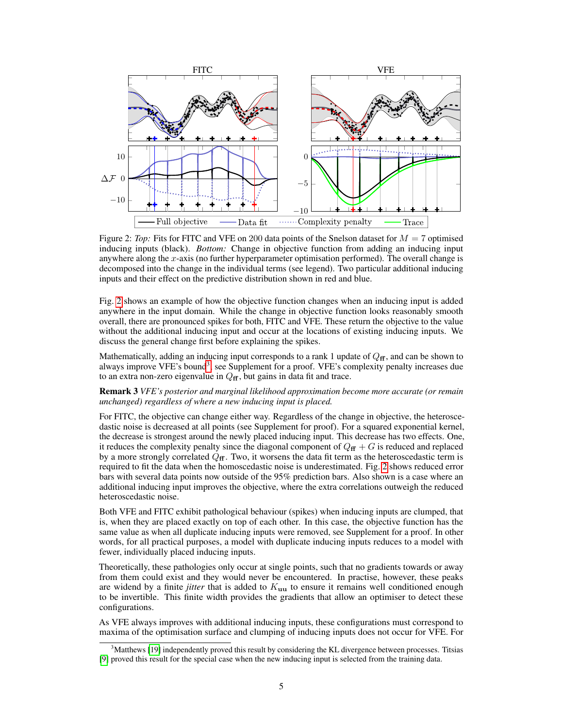Figure 2: *Top:* Fits for FITC and VFE on 200 data points of the Snelson dataset for $M = 7$ optimised inducing inputs (black). *Bottom:* Change in objective function from adding an inducing input anywhere along the $x$-axis (no further hyperparameter optimisation performed). The overall change is decomposed into the change in the individual terms (see legend). Two particular additional inducing inputs and their effect on the predictive distribution shown in red and blue.

Fig. 2 shows an example of how the objective function changes when an inducing input is added anywhere in the input domain. While the change in objective function looks reasonably smooth overall, there are pronounced spikes for both, FITC and VFE. These return the objective to the value without the additional inducing input and occur at the locations of existing inducing inputs. We discuss the general change first before explaining the spikes.

Mathematically, adding an inducing input corresponds to a rank 1 update of $Q_{\mathbf{ff}}$, and can be shown to always improve VFE's bound[3], see Supplement for a proof. VFE's complexity penalty increases due to an extra non-zero eigenvalue in $Q_{\mathbf{ff}}$, but gains in data fit and trace.

**Remark 3** *VFE's posterior and marginal likelihood approximation become more accurate (or remain unchanged) regardless of where a new inducing input is placed.*

For FITC, the objective can change either way. Regardless of the change in objective, the heteroscedastic noise is decreased at all points (see Supplement for proof). For a squared exponential kernel, the decrease is strongest around the newly placed inducing input. This decrease has two effects. One, it reduces the complexity penalty since the diagonal component of $Q_{\mathbf{ff}} + G$ is reduced and replaced by a more strongly correlated $Q_{\mathbf{ff}}$. Two, it worsens the data fit term as the heteroscedastic term is required to fit the data when the homoscedastic noise is underestimated. Fig. 2 shows reduced error bars with several data points now outside of the 95% prediction bars. Also shown is a case where an additional inducing input improves the objective, where the extra correlations outweigh the reduced heteroscedastic noise.

Both VFE and FITC exhibit pathological behaviour (spikes) when inducing inputs are clumped, that is, when they are placed exactly on top of each other. In this case, the objective function has the same value as when all duplicate inducing inputs were removed, see Supplement for a proof. In other words, for all practical purposes, a model with duplicate inducing inputs reduces to a model with fewer, individually placed inducing inputs.

Theoretically, these pathologies only occur at single points, such that no gradients towards or away from them could exist and they would never be encountered. In practise, however, these peaks are widend by a finite *jitter* that is added to $K_{\mathbf{uu}}$ to ensure it remains well conditioned enough to be invertible. This finite width provides the gradients that allow an optimiser to detect these configurations.

As VFE always improves with additional inducing inputs, these configurations must correspond to maxima of the optimisation surface and clumping of inducing inputs does not occur for VFE. For

[3] Matthews [19] independently proved this result by considering the KL divergence between processes. Titsias [9] proved this result for the special case when the new inducing input is selected from the training data.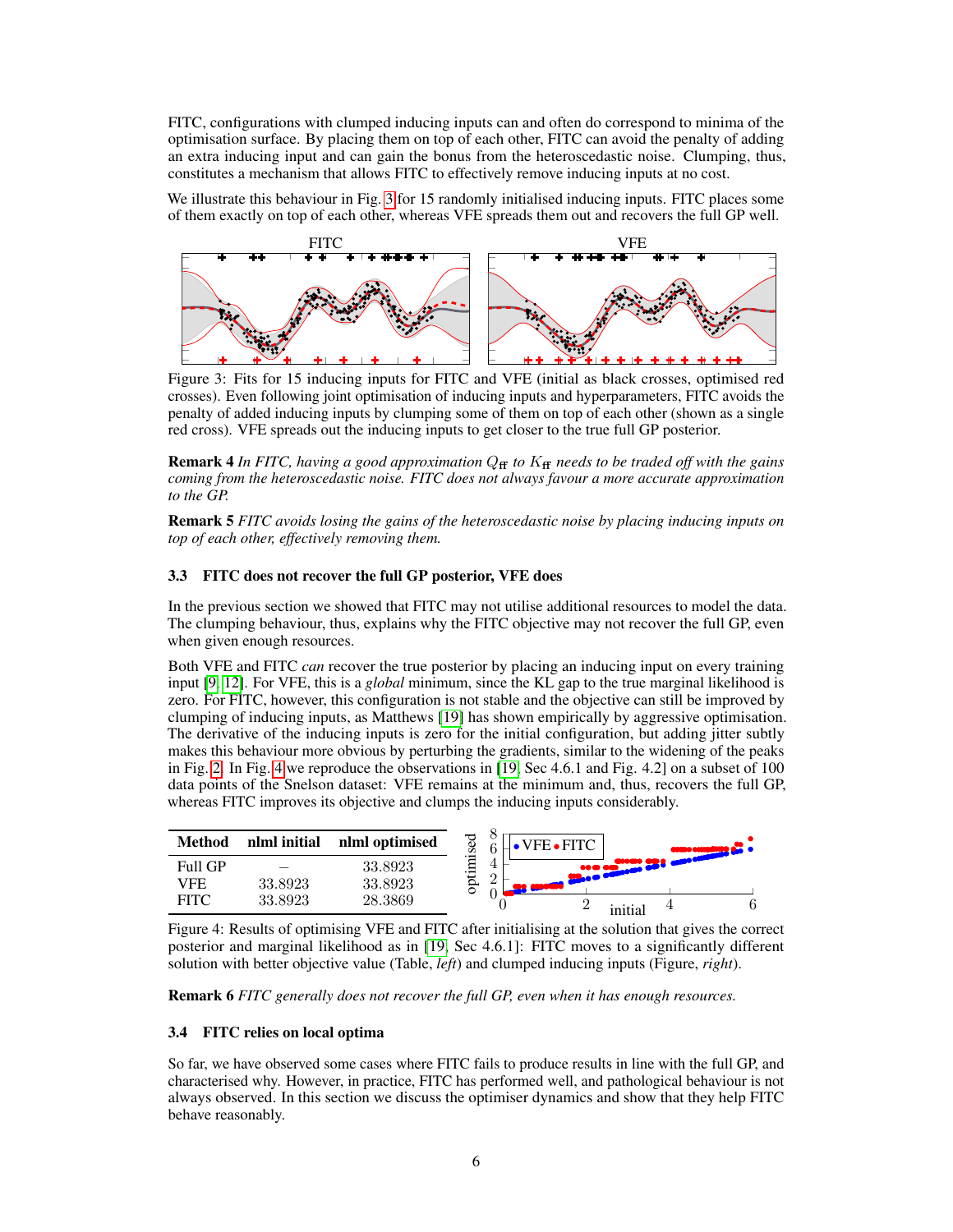FITC, configurations with clumped inducing inputs can and often do correspond to minima of the optimisation surface. By placing them on top of each other, FITC can avoid the penalty of adding an extra inducing input and can gain the bonus from the heteroscedastic noise. Clumping, thus, constitutes a mechanism that allows FITC to effectively remove inducing inputs at no cost.

We illustrate this behaviour in Fig. 3 for 15 randomly initialised inducing inputs. FITC places some of them exactly on top of each other, whereas VFE spreads them out and recovers the full GP well.

Figure 3: Fits for 15 inducing inputs for FITC and VFE (initial as black crosses, optimised red crosses). Even following joint optimisation of inducing inputs and hyperparameters, FITC avoids the penalty of added inducing inputs by clumping some of them on top of each other (shown as a single red cross). VFE spreads out the inducing inputs to get closer to the true full GP posterior.

**Remark 4** *In FITC, having a good approximation $Q_{ff}$ to $K_{ff}$ needs to be traded off with the gains coming from the heteroscedastic noise. FITC does not always favour a more accurate approximation to the GP.*

**Remark 5** *FITC avoids losing the gains of the heteroscedastic noise by placing inducing inputs on top of each other, effectively removing them.*

### 3.3 FITC does not recover the full GP posterior, VFE does

In the previous section we showed that FITC may not utilise additional resources to model the data. The clumping behaviour, thus, explains why the FITC objective may not recover the full GP, even when given enough resources.

Both VFE and FITC *can* recover the true posterior by placing an inducing input on every training input [9, 12]. For VFE, this is a *global* minimum, since the KL gap to the true marginal likelihood is zero. For FITC, however, this configuration is not stable and the objective can still be improved by clumping of inducing inputs, as Matthews [19] has shown empirically by aggressive optimisation. The derivative of the inducing inputs is zero for the initial configuration, but adding jitter subtly makes this behaviour more obvious by perturbing the gradients, similar to the widening of the peaks in Fig. 2. In Fig. 4 we reproduce the observations in [19, Sec 4.6.1 and Fig. 4.2] on a subset of 100 data points of the Snelson dataset: VFE remains at the minimum and, thus, recovers the full GP, whereas FITC improves its objective and clumps the inducing inputs considerably.

| Method | nlml initial | nlml optimised |
|---|---|---|
| Full GP | – | 33.8923 |
| VFE | 33.8923 | 33.8923 |
| FITC | 33.8923 | 28.3869 |

Figure 4: Results of optimising VFE and FITC after initialising at the solution that gives the correct posterior and marginal likelihood as in [19, Sec 4.6.1]: FITC moves to a significantly different solution with better objective value (Table, *left*) and clumped inducing inputs (Figure, *right*).

**Remark 6** *FITC generally does not recover the full GP, even when it has enough resources.*

### 3.4 FITC relies on local optima

So far, we have observed some cases where FITC fails to produce results in line with the full GP, and characterised why. However, in practice, FITC has performed well, and pathological behaviour is not always observed. In this section we discuss the optimiser dynamics and show that they help FITC behave reasonably.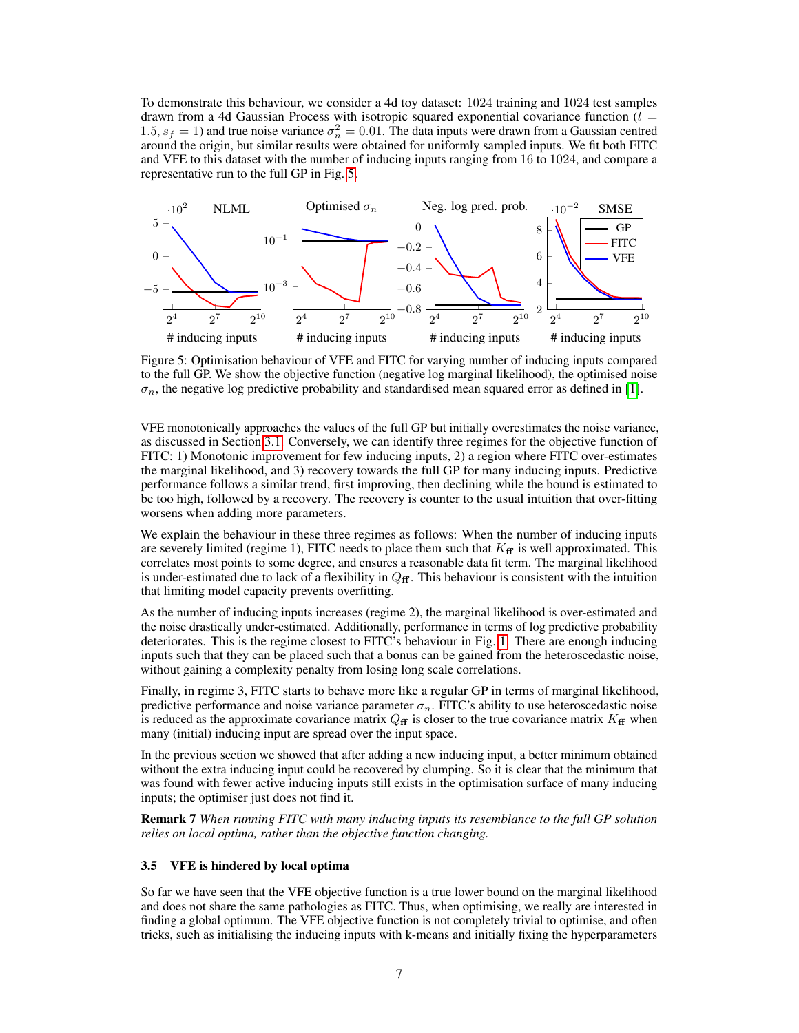To demonstrate this behaviour, we consider a 4d toy dataset: 1024 training and 1024 test samples drawn from a 4d Gaussian Process with isotropic squared exponential covariance function ($l = 1.5, s_f = 1$) and true noise variance $\sigma_n^2 = 0.01$. The data inputs were drawn from a Gaussian centred around the origin, but similar results were obtained for uniformly sampled inputs. We fit both FITC and VFE to this dataset with the number of inducing inputs ranging from 16 to 1024, and compare a representative run to the full GP in Fig. 5.

Figure 5: Optimisation behaviour of VFE and FITC for varying number of inducing inputs compared to the full GP. We show the objective function (negative log marginal likelihood), the optimised noise $\sigma_n$, the negative log predictive probability and standardised mean squared error as defined in [1].

VFE monotonically approaches the values of the full GP but initially overestimates the noise variance, as discussed in Section 3.1. Conversely, we can identify three regimes for the objective function of FITC: 1) Monotonic improvement for few inducing inputs, 2) a region where FITC over-estimates the marginal likelihood, and 3) recovery towards the full GP for many inducing inputs. Predictive performance follows a similar trend, first improving, then declining while the bound is estimated to be too high, followed by a recovery. The recovery is counter to the usual intuition that over-fitting worsens when adding more parameters.

We explain the behaviour in these three regimes as follows: When the number of inducing inputs are severely limited (regime 1), FITC needs to place them such that $K_{\mathbf{ff}}$ is well approximated. This correlates most points to some degree, and ensures a reasonable data fit term. The marginal likelihood is under-estimated due to lack of a flexibility in $Q_{\mathbf{ff}}$. This behaviour is consistent with the intuition that limiting model capacity prevents overfitting.

As the number of inducing inputs increases (regime 2), the marginal likelihood is over-estimated and the noise drastically under-estimated. Additionally, performance in terms of log predictive probability deteriorates. This is the regime closest to FITC's behaviour in Fig. 1. There are enough inducing inputs such that they can be placed such that a bonus can be gained from the heteroscedastic noise, without gaining a complexity penalty from losing long scale correlations.

Finally, in regime 3, FITC starts to behave more like a regular GP in terms of marginal likelihood, predictive performance and noise variance parameter $\sigma_n$. FITC's ability to use heteroscedastic noise is reduced as the approximate covariance matrix $Q_{\mathbf{ff}}$ is closer to the true covariance matrix $K_{\mathbf{ff}}$ when many (initial) inducing input are spread over the input space.

In the previous section we showed that after adding a new inducing input, a better minimum obtained without the extra inducing input could be recovered by clumping. So it is clear that the minimum that was found with fewer active inducing inputs still exists in the optimisation surface of many inducing inputs; the optimiser just does not find it.

**Remark 7** *When running FITC with many inducing inputs its resemblance to the full GP solution relies on local optima, rather than the objective function changing.*

### 3.5 VFE is hindered by local optima

So far we have seen that the VFE objective function is a true lower bound on the marginal likelihood and does not share the same pathologies as FITC. Thus, when optimising, we really are interested in finding a global optimum. The VFE objective function is not completely trivial to optimise, and often tricks, such as initialising the inducing inputs with k-means and initially fixing the hyperparameters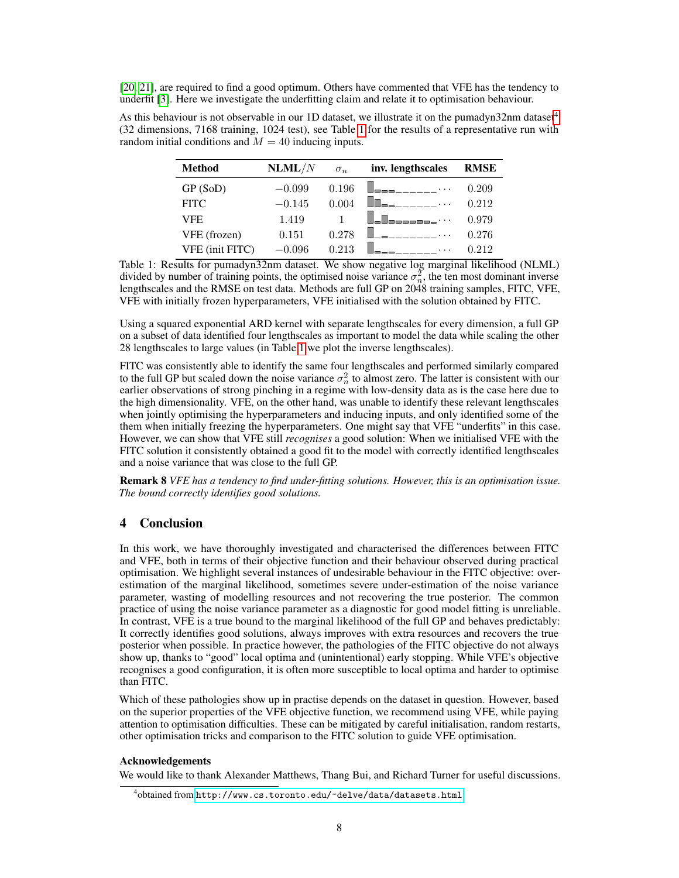[20, 21], are required to find a good optimum. Others have commented that VFE has the tendency to underfit [3]. Here we investigate the underfitting claim and relate it to optimisation behaviour.

As this behaviour is not observable in our 1D dataset, we illustrate it on the pumadyn32nm dataset[4] (32 dimensions, 7168 training, 1024 test), see Table 1 for the results of a representative run with random initial conditions and $M = 40$ inducing inputs.

| Method | NLML/$N$ | $\sigma_n$ | inv. lengthscales | RMSE |
|---|---|---|---|---|
| GP (SoD) | $-0.099$ | 0.196 | ··· | 0.209 |
| FITC | $-0.145$ | 0.004 | ··· | 0.212 |
| VFE | 1.419 | 1 | ··· | 0.979 |
| VFE (frozen) | 0.151 | 0.278 | ··· | 0.276 |
| VFE (init FITC) | $-0.096$ | 0.213 | ··· | 0.212 |

Table 1: Results for pumadyn32nm dataset. We show negative log marginal likelihood (NLML) divided by number of training points, the optimised noise variance $\sigma_n^2$, the ten most dominant inverse lengthscales and the RMSE on test data. Methods are full GP on 2048 training samples, FITC, VFE, VFE with initially frozen hyperparameters, VFE initialised with the solution obtained by FITC.

Using a squared exponential ARD kernel with separate lengthscales for every dimension, a full GP on a subset of data identified four lengthscales as important to model the data while scaling the other 28 lengthscales to large values (in Table 1 we plot the inverse lengthscales).

FITC was consistently able to identify the same four lengthscales and performed similarly compared to the full GP but scaled down the noise variance $\sigma_n^2$ to almost zero. The latter is consistent with our earlier observations of strong pinching in a regime with low-density data as is the case here due to the high dimensionality. VFE, on the other hand, was unable to identify these relevant lengthscales when jointly optimising the hyperparameters and inducing inputs, and only identified some of the them when initially freezing the hyperparameters. One might say that VFE "underfits" in this case. However, we can show that VFE still *recognises* a good solution: When we initialised VFE with the FITC solution it consistently obtained a good fit to the model with correctly identified lengthscales and a noise variance that was close to the full GP.

**Remark 8** *VFE has a tendency to find under-fitting solutions. However, this is an optimisation issue. The bound correctly identifies good solutions.*

## 4 Conclusion

In this work, we have thoroughly investigated and characterised the differences between FITC and VFE, both in terms of their objective function and their behaviour observed during practical optimisation. We highlight several instances of undesirable behaviour in the FITC objective: overestimation of the marginal likelihood, sometimes severe under-estimation of the noise variance parameter, wasting of modelling resources and not recovering the true posterior. The common practice of using the noise variance parameter as a diagnostic for good model fitting is unreliable. In contrast, VFE is a true bound to the marginal likelihood of the full GP and behaves predictably: It correctly identifies good solutions, always improves with extra resources and recovers the true posterior when possible. In practice however, the pathologies of the FITC objective do not always show up, thanks to "good" local optima and (unintentional) early stopping. While VFE's objective recognises a good configuration, it is often more susceptible to local optima and harder to optimise than FITC.

Which of these pathologies show up in practise depends on the dataset in question. However, based on the superior properties of the VFE objective function, we recommend using VFE, while paying attention to optimisation difficulties. These can be mitigated by careful initialisation, random restarts, other optimisation tricks and comparison to the FITC solution to guide VFE optimisation.

### Acknowledgements

We would like to thank Alexander Matthews, Thang Bui, and Richard Turner for useful discussions.

[4] obtained from http://www.cs.toronto.edu/~delve/data/datasets.html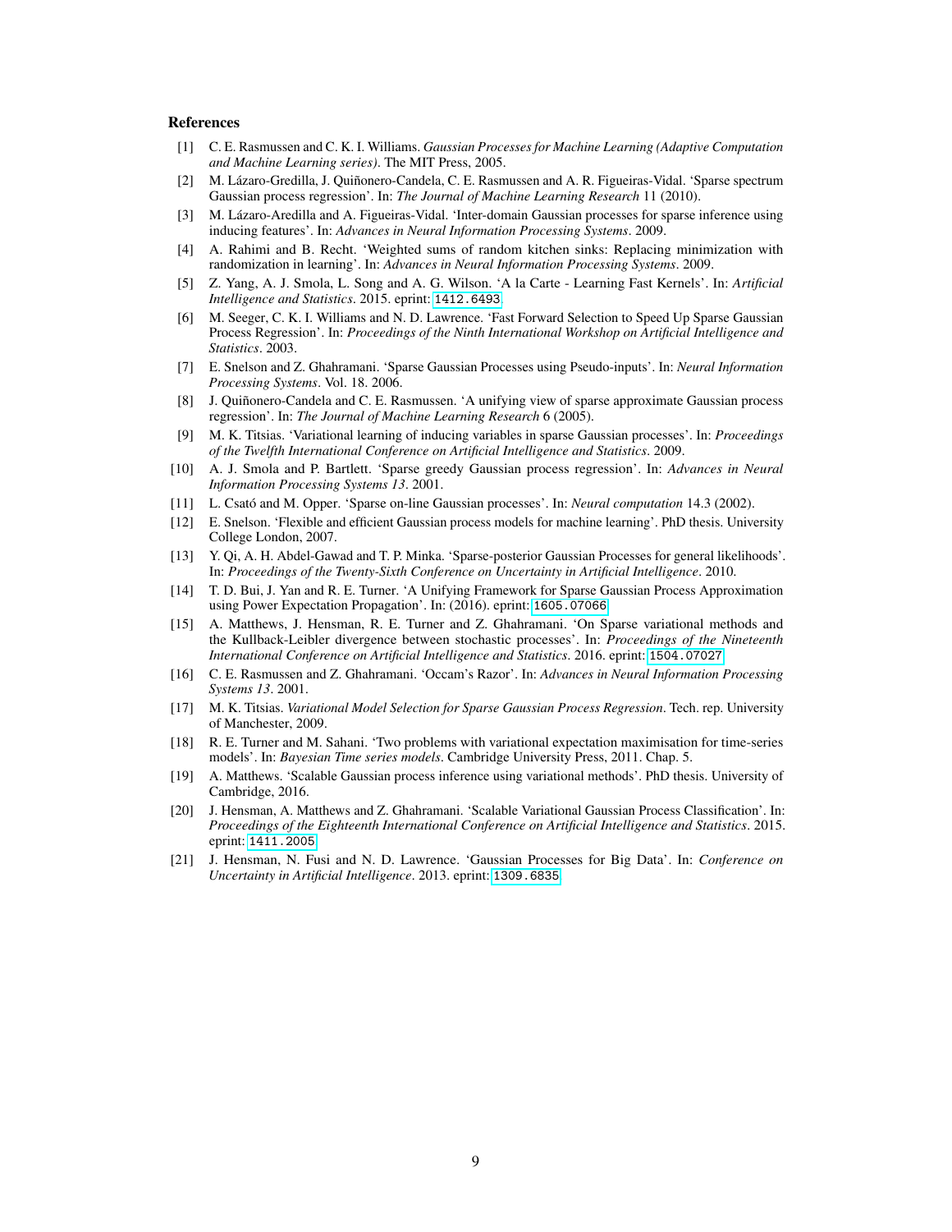### References

[1] C. E. Rasmussen and C. K. I. Williams. *Gaussian Processes for Machine Learning (Adaptive Computation and Machine Learning series)*. The MIT Press, 2005.

[2] M. Lázaro-Gredilla, J. Quiñonero-Candela, C. E. Rasmussen and A. R. Figueiras-Vidal. 'Sparse spectrum Gaussian process regression'. In: *The Journal of Machine Learning Research* 11 (2010).

[3] M. Lázaro-Aredilla and A. Figueiras-Vidal. 'Inter-domain Gaussian processes for sparse inference using inducing features'. In: *Advances in Neural Information Processing Systems*. 2009.

[4] A. Rahimi and B. Recht. 'Weighted sums of random kitchen sinks: Replacing minimization with randomization in learning'. In: *Advances in Neural Information Processing Systems*. 2009.

[5] Z. Yang, A. J. Smola, L. Song and A. G. Wilson. 'A la Carte - Learning Fast Kernels'. In: *Artificial Intelligence and Statistics*. 2015. eprint: 1412.6493.

[6] M. Seeger, C. K. I. Williams and N. D. Lawrence. 'Fast Forward Selection to Speed Up Sparse Gaussian Process Regression'. In: *Proceedings of the Ninth International Workshop on Artificial Intelligence and Statistics*. 2003.

[7] E. Snelson and Z. Ghahramani. 'Sparse Gaussian Processes using Pseudo-inputs'. In: *Neural Information Processing Systems*. Vol. 18. 2006.

[8] J. Quiñonero-Candela and C. E. Rasmussen. 'A unifying view of sparse approximate Gaussian process regression'. In: *The Journal of Machine Learning Research* 6 (2005).

[9] M. K. Titsias. 'Variational learning of inducing variables in sparse Gaussian processes'. In: *Proceedings of the Twelfth International Conference on Artificial Intelligence and Statistics*. 2009.

[10] A. J. Smola and P. Bartlett. 'Sparse greedy Gaussian process regression'. In: *Advances in Neural Information Processing Systems 13*. 2001.

[11] L. Csató and M. Opper. 'Sparse on-line Gaussian processes'. In: *Neural computation* 14.3 (2002).

[12] E. Snelson. 'Flexible and efficient Gaussian process models for machine learning'. PhD thesis. University College London, 2007.

[13] Y. Qi, A. H. Abdel-Gawad and T. P. Minka. 'Sparse-posterior Gaussian Processes for general likelihoods'. In: *Proceedings of the Twenty-Sixth Conference on Uncertainty in Artificial Intelligence*. 2010.

[14] T. D. Bui, J. Yan and R. E. Turner. 'A Unifying Framework for Sparse Gaussian Process Approximation using Power Expectation Propagation'. In: (2016). eprint: 1605.07066.

[15] A. Matthews, J. Hensman, R. E. Turner and Z. Ghahramani. 'On Sparse variational methods and the Kullback-Leibler divergence between stochastic processes'. In: *Proceedings of the Nineteenth International Conference on Artificial Intelligence and Statistics*. 2016. eprint: 1504.07027.

[16] C. E. Rasmussen and Z. Ghahramani. 'Occam's Razor'. In: *Advances in Neural Information Processing Systems 13*. 2001.

[17] M. K. Titsias. *Variational Model Selection for Sparse Gaussian Process Regression*. Tech. rep. University of Manchester, 2009.

[18] R. E. Turner and M. Sahani. 'Two problems with variational expectation maximisation for time-series models'. In: *Bayesian Time series models*. Cambridge University Press, 2011. Chap. 5.

[19] A. Matthews. 'Scalable Gaussian process inference using variational methods'. PhD thesis. University of Cambridge, 2016.

[20] J. Hensman, A. Matthews and Z. Ghahramani. 'Scalable Variational Gaussian Process Classification'. In: *Proceedings of the Eighteenth International Conference on Artificial Intelligence and Statistics*. 2015. eprint: 1411.2005.

[21] J. Hensman, N. Fusi and N. D. Lawrence. 'Gaussian Processes for Big Data'. In: *Conference on Uncertainty in Artificial Intelligence*. 2013. eprint: 1309.6835.